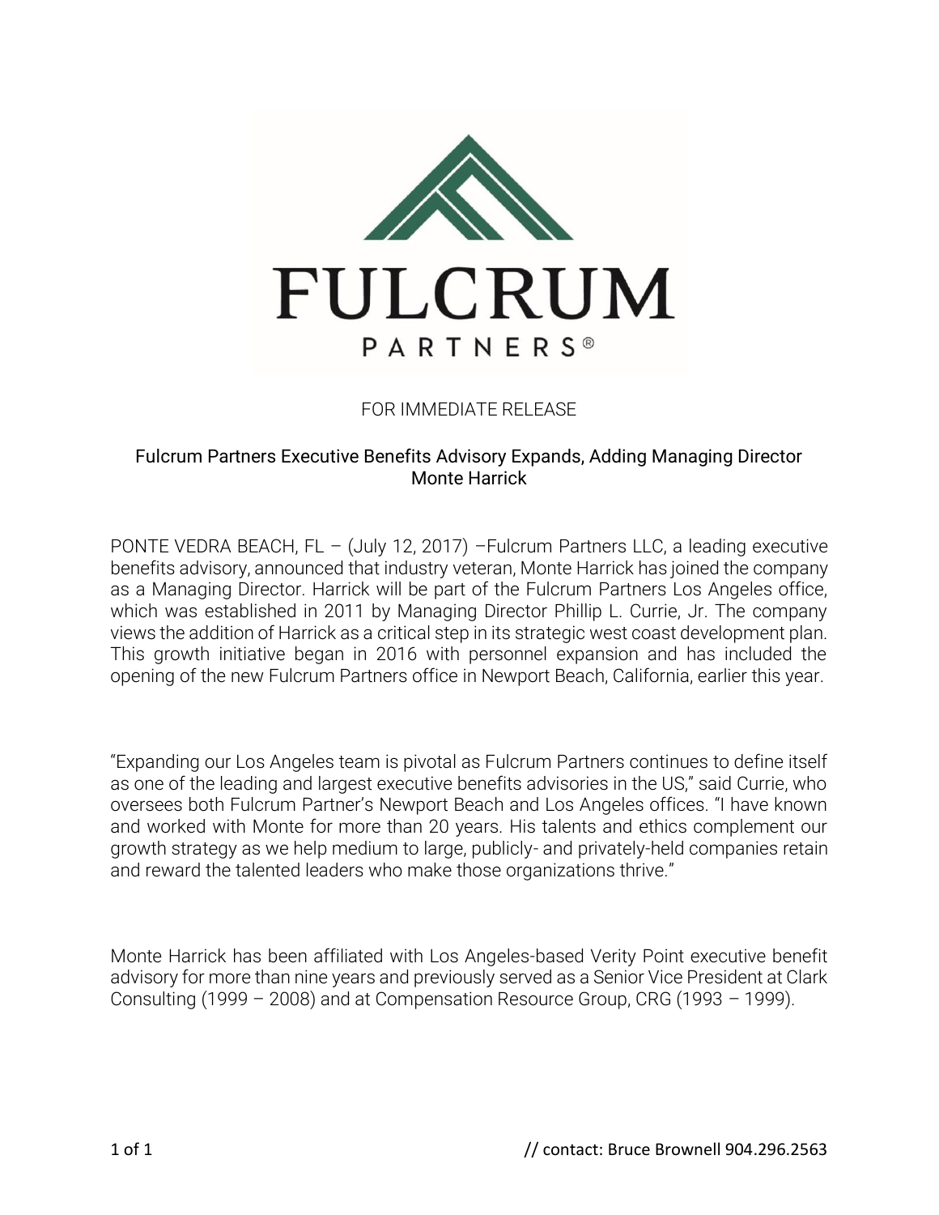FULCRUM

PARTNERS®

FOR IMMEDIATE RELEASE

## Fulcrum Partners Executive Benefits Advisory Expands, Adding Managing Director Monte Harrick

PONTE VEDRA BEACH, FL – (July 12, 2017) –Fulcrum Partners LLC, a leading executive benefits advisory, announced that industry veteran, Monte Harrick has joined the company as a Managing Director. Harrick will be part of the Fulcrum Partners Los Angeles office, which was established in 2011 by Managing Director Phillip L. Currie, Jr. The company views the addition of Harrick as a critical step in its strategic west coast development plan. This growth initiative began in 2016 with personnel expansion and has included the opening of the new Fulcrum Partners office in Newport Beach, California, earlier this year.

"Expanding our Los Angeles team is pivotal as Fulcrum Partners continues to define itself as one of the leading and largest executive benefits advisories in the US," said Currie, who oversees both Fulcrum Partner's Newport Beach and Los Angeles offices. "I have known and worked with Monte for more than 20 years. His talents and ethics complement our growth strategy as we help medium to large, publicly- and privately-held companies retain and reward the talented leaders who make those organizations thrive."

Monte Harrick has been affiliated with Los Angeles-based Verity Point executive benefit advisory for more than nine years and previously served as a Senior Vice President at Clark Consulting (1999 – 2008) and at Compensation Resource Group, CRG (1993 – 1999).

// contact: Bruce Brownell 904.296.2563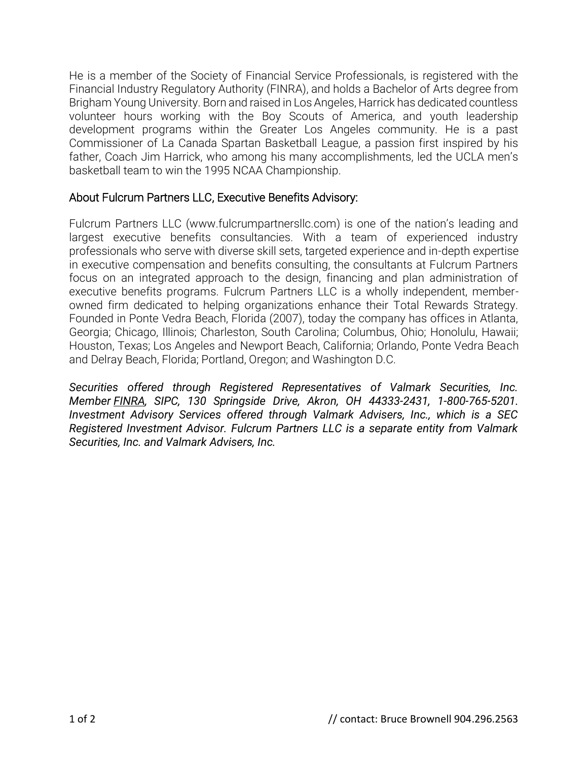He is a member of the Society of Financial Service Professionals, is registered with the Financial Industry Regulatory Authority (FINRA), and holds a Bachelor of Arts degree from Brigham Young University. Born and raised in Los Angeles, Harrick has dedicated countless volunteer hours working with the Boy Scouts of America, and youth leadership development programs within the Greater Los Angeles community. He is a past Commissioner of La Canada Spartan Basketball League, a passion first inspired by his father, Coach Jim Harrick, who among his many accomplishments, led the UCLA men's basketball team to win the 1995 NCAA Championship.

## About Fulcrum Partners LLC, Executive Benefits Advisory:

Fulcrum Partners LLC (www.fulcrumpartnersllc.com) is one of the nation's leading and largest executive benefits consultancies. With a team of experienced industry professionals who serve with diverse skill sets, targeted experience and in-depth expertise in executive compensation and benefits consulting, the consultants at Fulcrum Partners focus on an integrated approach to the design, financing and plan administration of executive benefits programs. Fulcrum Partners LLC is a wholly independent, member-owned firm dedicated to helping organizations enhance their Total Rewards Strategy. Founded in Ponte Vedra Beach, Florida (2007), today the company has offices in Atlanta, Georgia; Chicago, Illinois; Charleston, South Carolina; Columbus, Ohio; Honolulu, Hawaii; Houston, Texas; Los Angeles and Newport Beach, California; Orlando, Ponte Vedra Beach and Delray Beach, Florida; Portland, Oregon; and Washington D.C.

*Securities offered through Registered Representatives of Valmark Securities, Inc. Member FINRA, SIPC, 130 Springside Drive, Akron, OH 44333-2431, 1-800-765-5201. Investment Advisory Services offered through Valmark Advisers, Inc., which is a SEC Registered Investment Advisor. Fulcrum Partners LLC is a separate entity from Valmark Securities, Inc. and Valmark Advisers, Inc.*

// contact: Bruce Brownell 904.296.2563